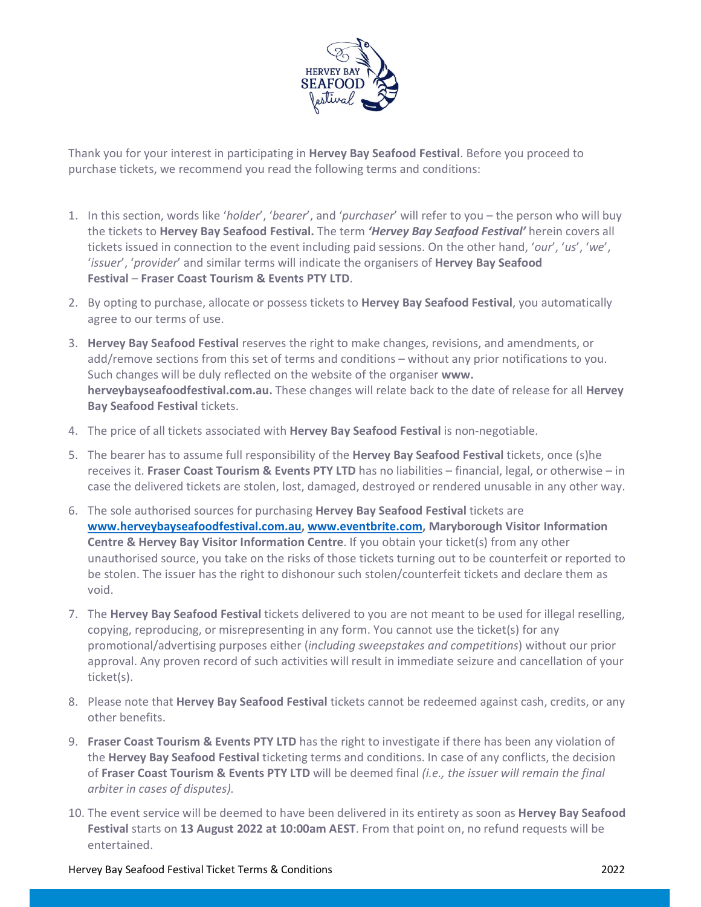Thank you for your interest in participating in **Hervey Bay Seafood Festival**. Before you proceed to purchase tickets, we recommend you read the following terms and conditions:

1. In this section, words like '*holder*', '*bearer*', and '*purchaser*' will refer to you – the person who will buy the tickets to **Hervey Bay Seafood Festival.** The term ***'Hervey Bay Seafood Festival'*** herein covers all tickets issued in connection to the event including paid sessions. On the other hand, '*our*', '*us*', '*we*', '*issuer*', '*provider*' and similar terms will indicate the organisers of **Hervey Bay Seafood Festival** – **Fraser Coast Tourism & Events PTY LTD**.
2. By opting to purchase, allocate or possess tickets to **Hervey Bay Seafood Festival**, you automatically agree to our terms of use.
3. **Hervey Bay Seafood Festival** reserves the right to make changes, revisions, and amendments, or add/remove sections from this set of terms and conditions – without any prior notifications to you. Such changes will be duly reflected on the website of the organiser **www. herveybayseafoodfestival.com.au.** These changes will relate back to the date of release for all **Hervey Bay Seafood Festival** tickets.
4. The price of all tickets associated with **Hervey Bay Seafood Festival** is non-negotiable.
5. The bearer has to assume full responsibility of the **Hervey Bay Seafood Festival** tickets, once (s)he receives it. **Fraser Coast Tourism & Events PTY LTD** has no liabilities – financial, legal, or otherwise – in case the delivered tickets are stolen, lost, damaged, destroyed or rendered unusable in any other way.
6. The sole authorised sources for purchasing **Hervey Bay Seafood Festival** tickets are **www.herveybayseafoodfestival.com.au, www.eventbrite.com, Maryborough Visitor Information Centre & Hervey Bay Visitor Information Centre**. If you obtain your ticket(s) from any other unauthorised source, you take on the risks of those tickets turning out to be counterfeit or reported to be stolen. The issuer has the right to dishonour such stolen/counterfeit tickets and declare them as void.
7. The **Hervey Bay Seafood Festival** tickets delivered to you are not meant to be used for illegal reselling, copying, reproducing, or misrepresenting in any form. You cannot use the ticket(s) for any promotional/advertising purposes either (*including sweepstakes and competitions*) without our prior approval. Any proven record of such activities will result in immediate seizure and cancellation of your ticket(s).
8. Please note that **Hervey Bay Seafood Festival** tickets cannot be redeemed against cash, credits, or any other benefits.
9. **Fraser Coast Tourism & Events PTY LTD** has the right to investigate if there has been any violation of the **Hervey Bay Seafood Festival** ticketing terms and conditions. In case of any conflicts, the decision of **Fraser Coast Tourism & Events PTY LTD** will be deemed final *(i.e., the issuer will remain the final arbiter in cases of disputes).*
10. The event service will be deemed to have been delivered in its entirety as soon as **Hervey Bay Seafood Festival** starts on **13 August 2022 at 10:00am AEST**. From that point on, no refund requests will be entertained.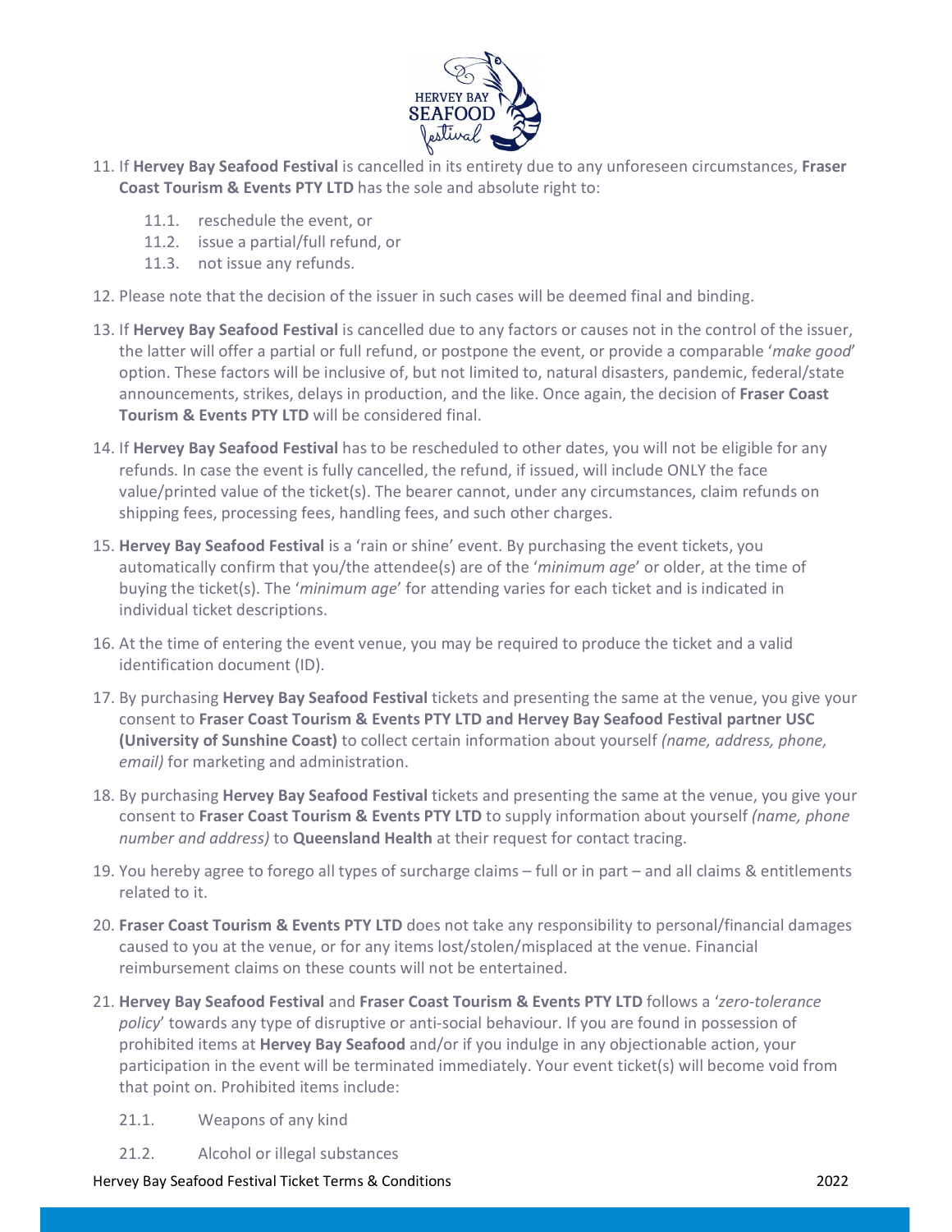11. If **Hervey Bay Seafood Festival** is cancelled in its entirety due to any unforeseen circumstances, **Fraser Coast Tourism & Events PTY LTD** has the sole and absolute right to:
    - 11.1. reschedule the event, or
    - 11.2. issue a partial/full refund, or
    - 11.3. not issue any refunds.
12. Please note that the decision of the issuer in such cases will be deemed final and binding.
13. If **Hervey Bay Seafood Festival** is cancelled due to any factors or causes not in the control of the issuer, the latter will offer a partial or full refund, or postpone the event, or provide a comparable '*make good*' option. These factors will be inclusive of, but not limited to, natural disasters, pandemic, federal/state announcements, strikes, delays in production, and the like. Once again, the decision of **Fraser Coast Tourism & Events PTY LTD** will be considered final.
14. If **Hervey Bay Seafood Festival** has to be rescheduled to other dates, you will not be eligible for any refunds. In case the event is fully cancelled, the refund, if issued, will include ONLY the face value/printed value of the ticket(s). The bearer cannot, under any circumstances, claim refunds on shipping fees, processing fees, handling fees, and such other charges.
15. **Hervey Bay Seafood Festival** is a 'rain or shine' event. By purchasing the event tickets, you automatically confirm that you/the attendee(s) are of the '*minimum age*' or older, at the time of buying the ticket(s). The '*minimum age*' for attending varies for each ticket and is indicated in individual ticket descriptions.
16. At the time of entering the event venue, you may be required to produce the ticket and a valid identification document (ID).
17. By purchasing **Hervey Bay Seafood Festival** tickets and presenting the same at the venue, you give your consent to **Fraser Coast Tourism & Events PTY LTD and Hervey Bay Seafood Festival partner USC (University of Sunshine Coast)** to collect certain information about yourself *(name, address, phone, email)* for marketing and administration.
18. By purchasing **Hervey Bay Seafood Festival** tickets and presenting the same at the venue, you give your consent to **Fraser Coast Tourism & Events PTY LTD** to supply information about yourself *(name, phone number and address)* to **Queensland Health** at their request for contact tracing.
19. You hereby agree to forego all types of surcharge claims – full or in part – and all claims & entitlements related to it.
20. **Fraser Coast Tourism & Events PTY LTD** does not take any responsibility to personal/financial damages caused to you at the venue, or for any items lost/stolen/misplaced at the venue. Financial reimbursement claims on these counts will not be entertained.
21. **Hervey Bay Seafood Festival** and **Fraser Coast Tourism & Events PTY LTD** follows a '*zero-tolerance policy*' towards any type of disruptive or anti-social behaviour. If you are found in possession of prohibited items at **Hervey Bay Seafood** and/or if you indulge in any objectionable action, your participation in the event will be terminated immediately. Your event ticket(s) will become void from that point on. Prohibited items include:
    - 21.1. Weapons of any kind
    - 21.2. Alcohol or illegal substances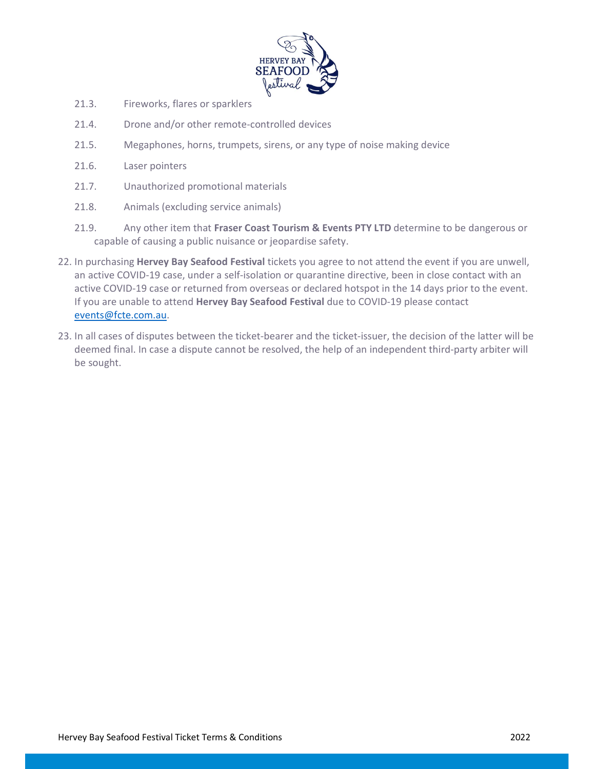21.3. Fireworks, flares or sparklers

21.4. Drone and/or other remote-controlled devices

21.5. Megaphones, horns, trumpets, sirens, or any type of noise making device

21.6. Laser pointers

21.7. Unauthorized promotional materials

21.8. Animals (excluding service animals)

21.9. Any other item that **Fraser Coast Tourism & Events PTY LTD** determine to be dangerous or capable of causing a public nuisance or jeopardise safety.

22. In purchasing **Hervey Bay Seafood Festival** tickets you agree to not attend the event if you are unwell, an active COVID-19 case, under a self-isolation or quarantine directive, been in close contact with an active COVID-19 case or returned from overseas or declared hotspot in the 14 days prior to the event. If you are unable to attend **Hervey Bay Seafood Festival** due to COVID-19 please contact events@fcte.com.au.

23. In all cases of disputes between the ticket-bearer and the ticket-issuer, the decision of the latter will be deemed final. In case a dispute cannot be resolved, the help of an independent third-party arbiter will be sought.